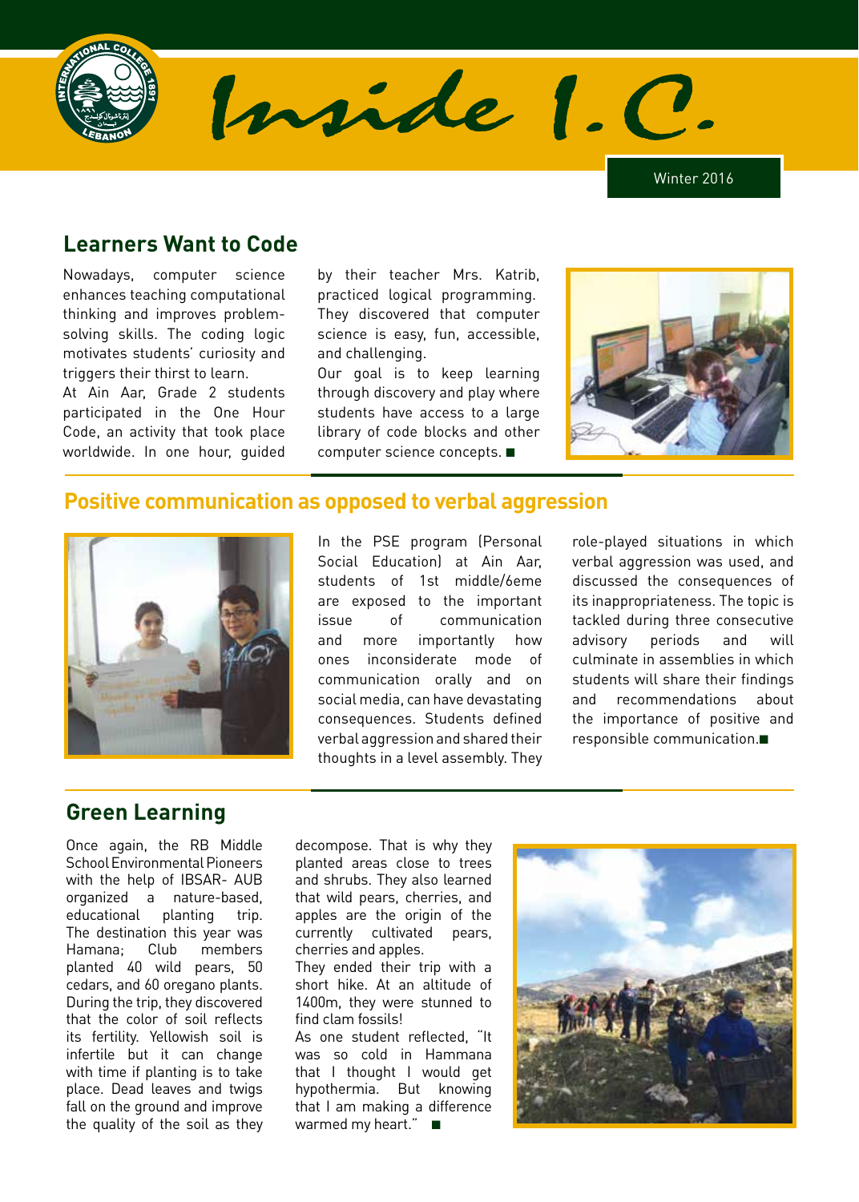# Inside I.C.

Winter 2016

## Learners Want to Code

Nowadays, computer science enhances teaching computational thinking and improves problem-solving skills. The coding logic motivates students' curiosity and triggers their thirst to learn.

At Ain Aar, Grade 2 students participated in the One Hour Code, an activity that took place worldwide. In one hour, guided by their teacher Mrs. Katrib, practiced logical programming. They discovered that computer science is easy, fun, accessible, and challenging.

Our goal is to keep learning through discovery and play where students have access to a large library of code blocks and other computer science concepts. ■

## Positive communication as opposed to verbal aggression

In the PSE program (Personal Social Education) at Ain Aar, students of 1st middle/6eme are exposed to the important issue of communication and more importantly how ones inconsiderate mode of communication orally and on social media, can have devastating consequences. Students defined verbal aggression and shared their thoughts in a level assembly. They role-played situations in which verbal aggression was used, and discussed the consequences of its inappropriateness. The topic is tackled during three consecutive advisory periods and will culminate in assemblies in which students will share their findings and recommendations about the importance of positive and responsible communication.■

## Green Learning

Once again, the RB Middle School Environmental Pioneers with the help of IBSAR- AUB organized a nature-based, educational planting trip. The destination this year was Hamana; Club members planted 40 wild pears, 50 cedars, and 60 oregano plants. During the trip, they discovered that the color of soil reflects its fertility. Yellowish soil is infertile but it can change with time if planting is to take place. Dead leaves and twigs fall on the ground and improve the quality of the soil as they decompose. That is why they planted areas close to trees and shrubs. They also learned that wild pears, cherries, and apples are the origin of the currently cultivated pears, cherries and apples.

They ended their trip with a short hike. At an altitude of 1400m, they were stunned to find clam fossils!

As one student reflected, "It was so cold in Hammana that I thought I would get hypothermia. But knowing that I am making a difference warmed my heart." ■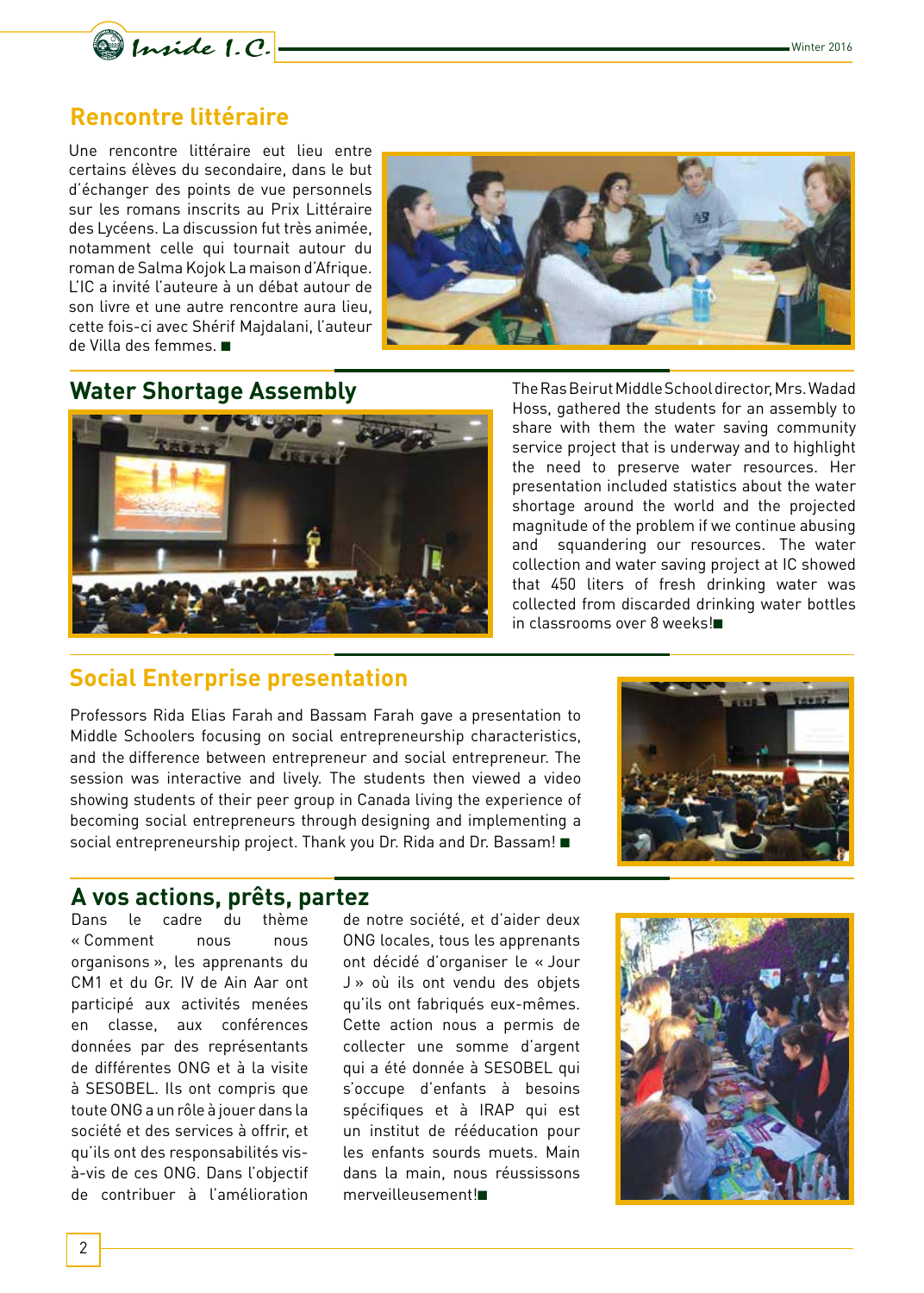## Rencontre littéraire

Une rencontre littéraire eut lieu entre certains élèves du secondaire, dans le but d'échanger des points de vue personnels sur les romans inscrits au Prix Littéraire des Lycéens. La discussion fut très animée, notamment celle qui tournait autour du roman de Salma Kojok La maison d'Afrique. L'IC a invité l'auteure à un débat autour de son livre et une autre rencontre aura lieu, cette fois-ci avec Shérif Majdalani, l'auteur de Villa des femmes. ■

## Water Shortage Assembly

The Ras Beirut Middle School director, Mrs. Wadad Hoss, gathered the students for an assembly to share with them the water saving community service project that is underway and to highlight the need to preserve water resources. Her presentation included statistics about the water shortage around the world and the projected magnitude of the problem if we continue abusing and squandering our resources. The water collection and water saving project at IC showed that 450 liters of fresh drinking water was collected from discarded drinking water bottles in classrooms over 8 weeks!■

## Social Enterprise presentation

Professors Rida Elias Farah and Bassam Farah gave a presentation to Middle Schoolers focusing on social entrepreneurship characteristics, and the difference between entrepreneur and social entrepreneur. The session was interactive and lively. The students then viewed a video showing students of their peer group in Canada living the experience of becoming social entrepreneurs through designing and implementing a social entrepreneurship project. Thank you Dr. Rida and Dr. Bassam! ■

## A vos actions, prêts, partez

Dans le cadre du thème « Comment nous nous organisons », les apprenants du CM1 et du Gr. IV de Ain Aar ont participé aux activités menées en classe, aux conférences données par des représentants de différentes ONG et à la visite à SESOBEL. Ils ont compris que toute ONG a un rôle à jouer dans la société et des services à offrir, et qu'ils ont des responsabilités vis-à-vis de ces ONG. Dans l'objectif de contribuer à l'amélioration de notre société, et d'aider deux ONG locales, tous les apprenants ont décidé d'organiser le « Jour J » où ils ont vendu des objets qu'ils ont fabriqués eux-mêmes. Cette action nous a permis de collecter une somme d'argent qui a été donnée à SESOBEL qui s'occupe d'enfants à besoins spécifiques et à IRAP qui est un institut de rééducation pour les enfants sourds muets. Main dans la main, nous réussissons merveilleusement!■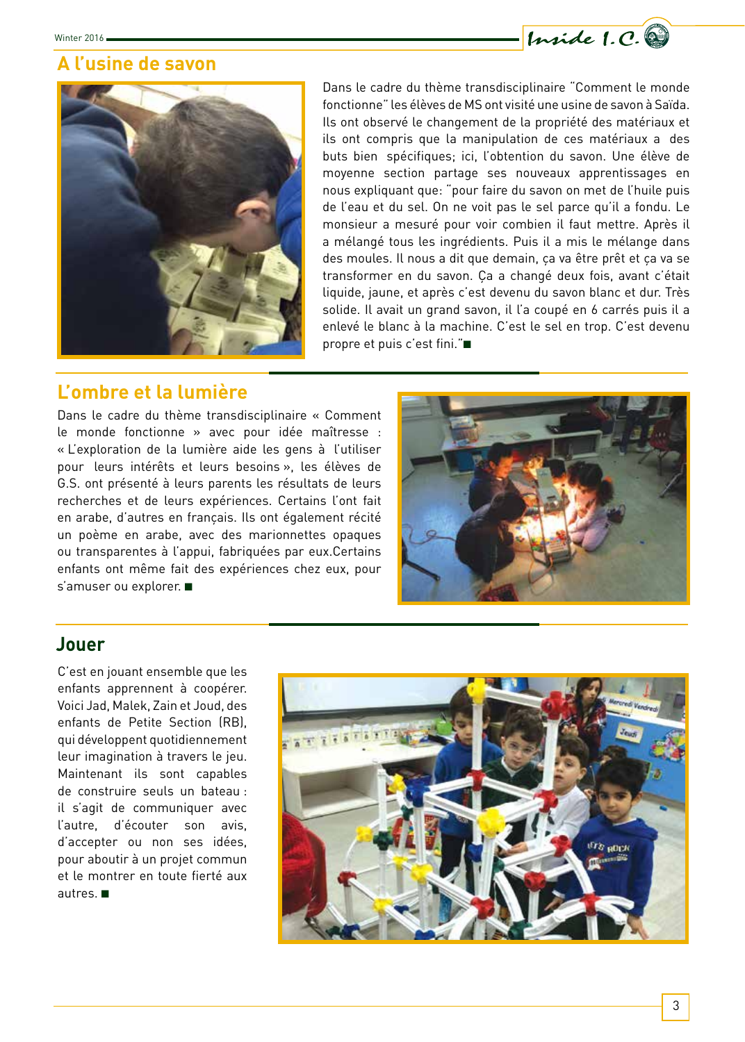## A l’usine de savon

Dans le cadre du thème transdisciplinaire "Comment le monde fonctionne" les élèves de MS ont visité une usine de savon à Saïda. Ils ont observé le changement de la propriété des matériaux et ils ont compris que la manipulation de ces matériaux a des buts bien spécifiques; ici, l’obtention du savon. Une élève de moyenne section partage ses nouveaux apprentissages en nous expliquant que: "pour faire du savon on met de l’huile puis de l’eau et du sel. On ne voit pas le sel parce qu’il a fondu. Le monsieur a mesuré pour voir combien il faut mettre. Après il a mélangé tous les ingrédients. Puis il a mis le mélange dans des moules. Il nous a dit que demain, ça va être prêt et ça va se transformer en du savon. Ça a changé deux fois, avant c’était liquide, jaune, et après c’est devenu du savon blanc et dur. Très solide. Il avait un grand savon, il l’a coupé en 6 carrés puis il a enlevé le blanc à la machine. C’est le sel en trop. C’est devenu propre et puis c’est fini."■

## L’ombre et la lumière

Dans le cadre du thème transdisciplinaire « Comment le monde fonctionne » avec pour idée maîtresse : « L’exploration de la lumière aide les gens à l’utiliser pour leurs intérêts et leurs besoins », les élèves de G.S. ont présenté à leurs parents les résultats de leurs recherches et de leurs expériences. Certains l’ont fait en arabe, d’autres en français. Ils ont également récité un poème en arabe, avec des marionnettes opaques ou transparentes à l’appui, fabriquées par eux.Certains enfants ont même fait des expériences chez eux, pour s’amuser ou explorer. ■

## Jouer

C’est en jouant ensemble que les enfants apprennent à coopérer. Voici Jad, Malek, Zain et Joud, des enfants de Petite Section (RB), qui développent quotidiennement leur imagination à travers le jeu. Maintenant ils sont capables de construire seuls un bateau : il s’agit de communiquer avec l’autre, d’écouter son avis, d’accepter ou non ses idées, pour aboutir à un projet commun et le montrer en toute fierté aux autres. ■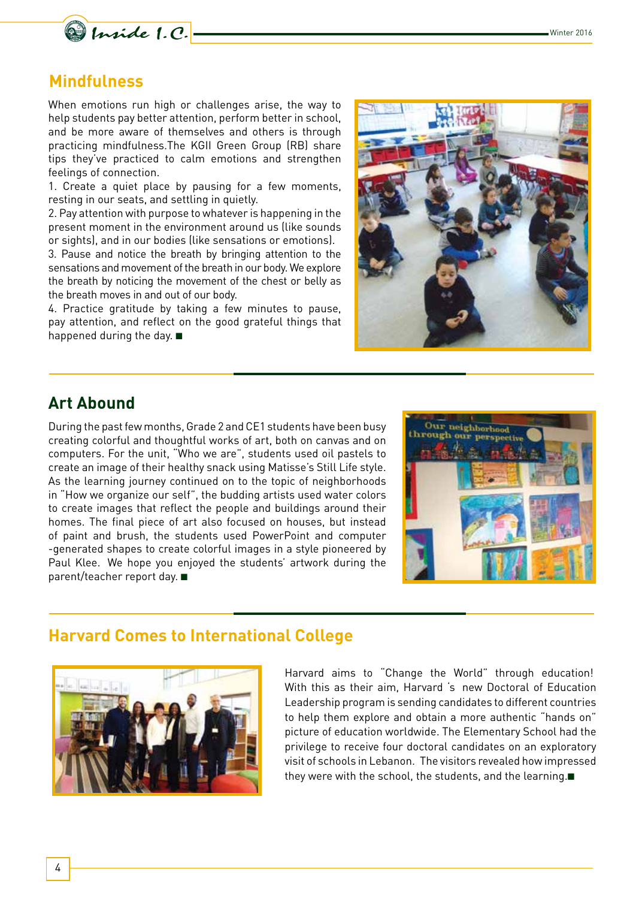## Mindfulness

When emotions run high or challenges arise, the way to help students pay better attention, perform better in school, and be more aware of themselves and others is through practicing mindfulness.The KGII Green Group (RB) share tips they've practiced to calm emotions and strengthen feelings of connection.

1. Create a quiet place by pausing for a few moments, resting in our seats, and settling in quietly.
2. Pay attention with purpose to whatever is happening in the present moment in the environment around us (like sounds or sights), and in our bodies (like sensations or emotions).
3. Pause and notice the breath by bringing attention to the sensations and movement of the breath in our body. We explore the breath by noticing the movement of the chest or belly as the breath moves in and out of our body.
4. Practice gratitude by taking a few minutes to pause, pay attention, and reflect on the good grateful things that happened during the day. ■

## Art Abound

During the past few months, Grade 2 and CE1 students have been busy creating colorful and thoughtful works of art, both on canvas and on computers. For the unit, "Who we are", students used oil pastels to create an image of their healthy snack using Matisse's Still Life style. As the learning journey continued on to the topic of neighborhoods in "How we organize our self", the budding artists used water colors to create images that reflect the people and buildings around their homes. The final piece of art also focused on houses, but instead of paint and brush, the students used PowerPoint and computer -generated shapes to create colorful images in a style pioneered by Paul Klee. We hope you enjoyed the students' artwork during the parent/teacher report day. ■

## Harvard Comes to International College

Harvard aims to "Change the World" through education! With this as their aim, Harvard 's new Doctoral of Education Leadership program is sending candidates to different countries to help them explore and obtain a more authentic "hands on" picture of education worldwide. The Elementary School had the privilege to receive four doctoral candidates on an exploratory visit of schools in Lebanon. The visitors revealed how impressed they were with the school, the students, and the learning.■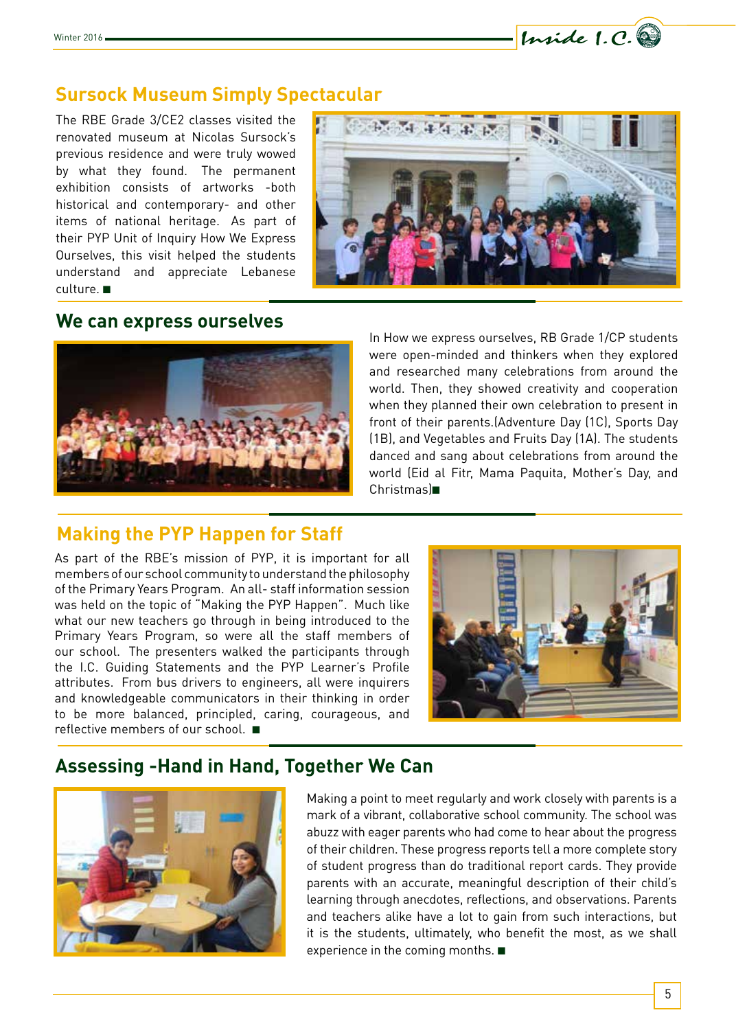## Sursock Museum Simply Spectacular

The RBE Grade 3/CE2 classes visited the renovated museum at Nicolas Sursock's previous residence and were truly wowed by what they found. The permanent exhibition consists of artworks -both historical and contemporary- and other items of national heritage. As part of their PYP Unit of Inquiry How We Express Ourselves, this visit helped the students understand and appreciate Lebanese culture. ■

## We can express ourselves

In How we express ourselves, RB Grade 1/CP students were open-minded and thinkers when they explored and researched many celebrations from around the world. Then, they showed creativity and cooperation when they planned their own celebration to present in front of their parents.(Adventure Day (1C), Sports Day (1B), and Vegetables and Fruits Day (1A). The students danced and sang about celebrations from around the world (Eid al Fitr, Mama Paquita, Mother's Day, and Christmas)■

## Making the PYP Happen for Staff

As part of the RBE's mission of PYP, it is important for all members of our school community to understand the philosophy of the Primary Years Program. An all- staff information session was held on the topic of "Making the PYP Happen". Much like what our new teachers go through in being introduced to the Primary Years Program, so were all the staff members of our school. The presenters walked the participants through the I.C. Guiding Statements and the PYP Learner's Profile attributes. From bus drivers to engineers, all were inquirers and knowledgeable communicators in their thinking in order to be more balanced, principled, caring, courageous, and reflective members of our school. ■

## Assessing -Hand in Hand, Together We Can

Making a point to meet regularly and work closely with parents is a mark of a vibrant, collaborative school community. The school was abuzz with eager parents who had come to hear about the progress of their children. These progress reports tell a more complete story of student progress than do traditional report cards. They provide parents with an accurate, meaningful description of their child's learning through anecdotes, reflections, and observations. Parents and teachers alike have a lot to gain from such interactions, but it is the students, ultimately, who benefit the most, as we shall experience in the coming months. ■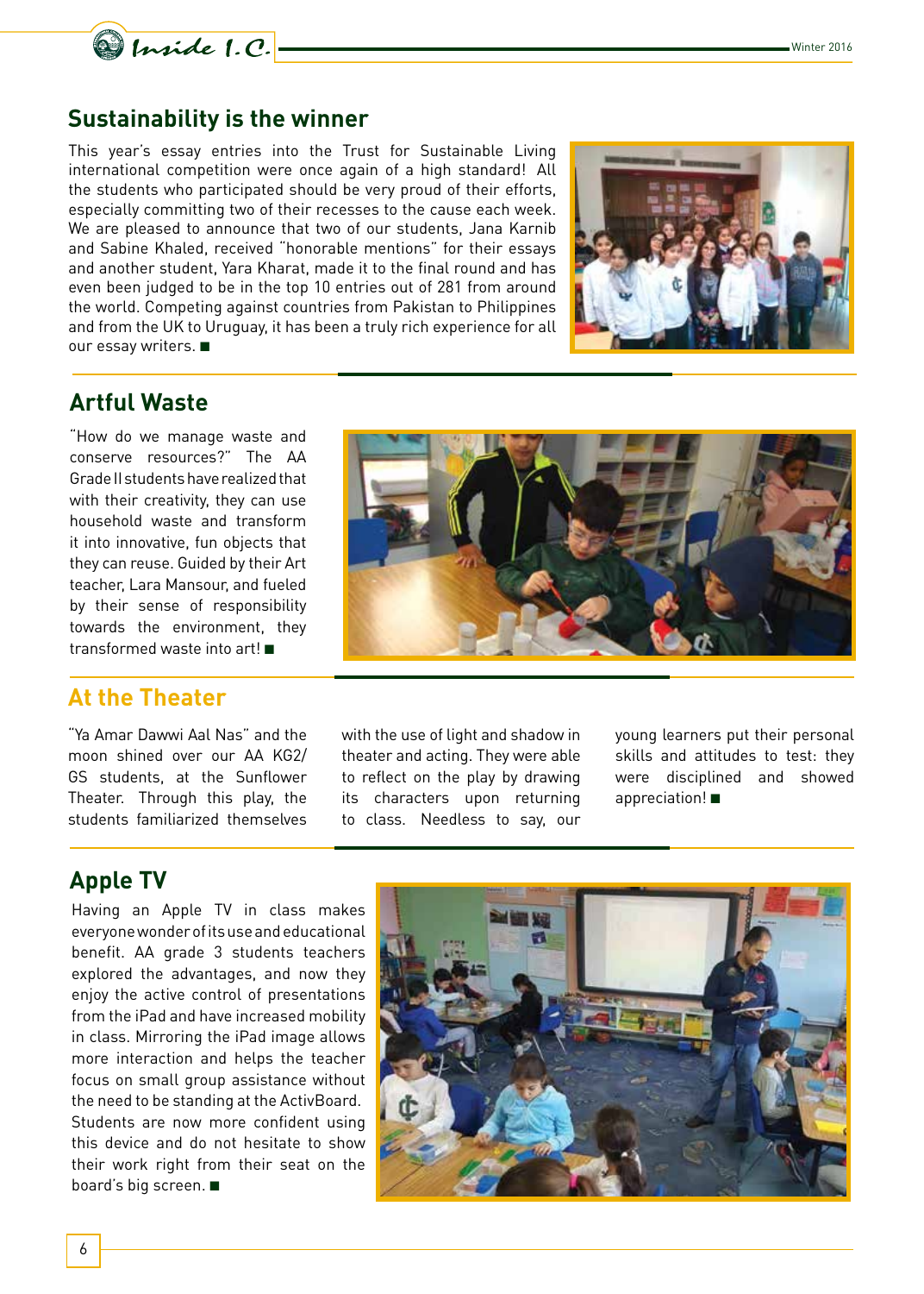## Sustainability is the winner

This year's essay entries into the Trust for Sustainable Living international competition were once again of a high standard! All the students who participated should be very proud of their efforts, especially committing two of their recesses to the cause each week. We are pleased to announce that two of our students, Jana Karnib and Sabine Khaled, received "honorable mentions" for their essays and another student, Yara Kharat, made it to the final round and has even been judged to be in the top 10 entries out of 281 from around the world. Competing against countries from Pakistan to Philippines and from the UK to Uruguay, it has been a truly rich experience for all our essay writers. ■

## Artful Waste

"How do we manage waste and conserve resources?" The AA Grade II students have realized that with their creativity, they can use household waste and transform it into innovative, fun objects that they can reuse. Guided by their Art teacher, Lara Mansour, and fueled by their sense of responsibility towards the environment, they transformed waste into art! ■

## At the Theater

"Ya Amar Dawwi Aal Nas" and the moon shined over our AA KG2/GS students, at the Sunflower Theater. Through this play, the students familiarized themselves with the use of light and shadow in theater and acting. They were able to reflect on the play by drawing its characters upon returning to class. Needless to say, our young learners put their personal skills and attitudes to test: they were disciplined and showed appreciation! ■

## Apple TV

Having an Apple TV in class makes everyone wonder of its use and educational benefit. AA grade 3 students teachers explored the advantages, and now they enjoy the active control of presentations from the iPad and have increased mobility in class. Mirroring the iPad image allows more interaction and helps the teacher focus on small group assistance without the need to be standing at the ActivBoard. Students are now more confident using this device and do not hesitate to show their work right from their seat on the board's big screen. ■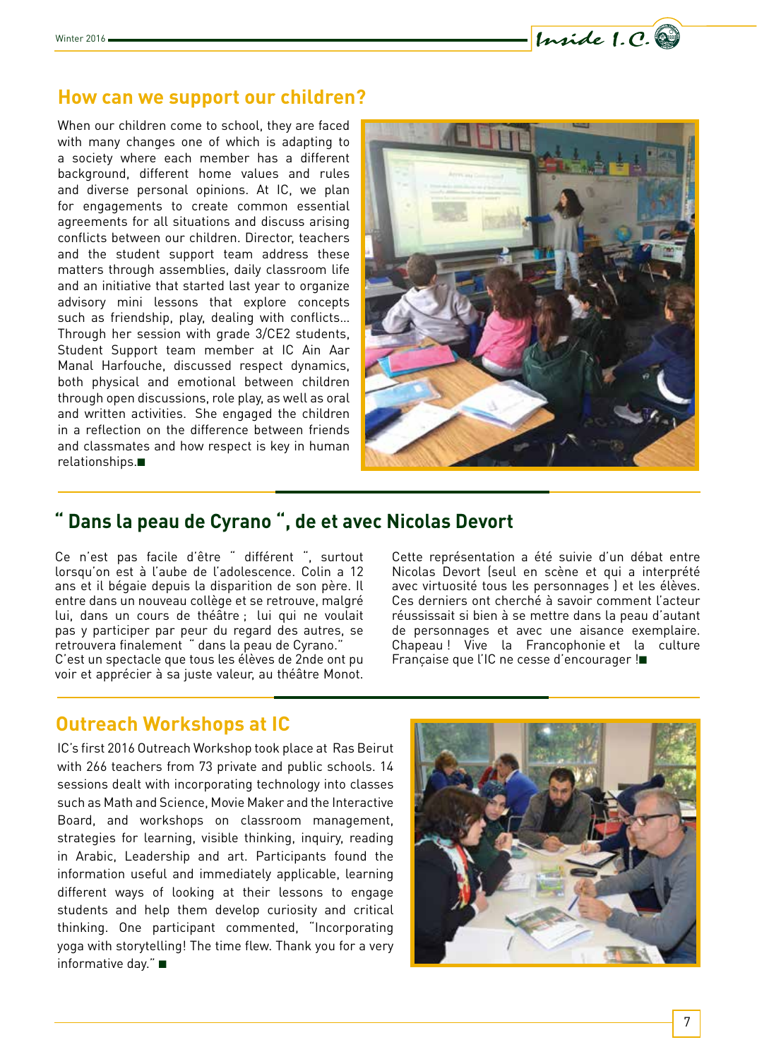## How can we support our children?

When our children come to school, they are faced with many changes one of which is adapting to a society where each member has a different background, different home values and rules and diverse personal opinions. At IC, we plan for engagements to create common essential agreements for all situations and discuss arising conflicts between our children. Director, teachers and the student support team address these matters through assemblies, daily classroom life and an initiative that started last year to organize advisory mini lessons that explore concepts such as friendship, play, dealing with conflicts… Through her session with grade 3/CE2 students, Student Support team member at IC Ain Aar Manal Harfouche, discussed respect dynamics, both physical and emotional between children through open discussions, role play, as well as oral and written activities. She engaged the children in a reflection on the difference between friends and classmates and how respect is key in human relationships.■

## " Dans la peau de Cyrano ", de et avec Nicolas Devort

Ce n'est pas facile d'être " différent ", surtout lorsqu'on est à l'aube de l'adolescence. Colin a 12 ans et il bégaie depuis la disparition de son père. Il entre dans un nouveau collège et se retrouve, malgré lui, dans un cours de théâtre ; lui qui ne voulait pas y participer par peur du regard des autres, se retrouvera finalement " dans la peau de Cyrano."
C'est un spectacle que tous les élèves de 2nde ont pu voir et apprécier à sa juste valeur, au théâtre Monot.

Cette représentation a été suivie d'un débat entre Nicolas Devort (seul en scène et qui a interprété avec virtuosité tous les personnages ) et les élèves. Ces derniers ont cherché à savoir comment l'acteur réussissait si bien à se mettre dans la peau d'autant de personnages et avec une aisance exemplaire. Chapeau ! Vive la Francophonie et la culture Française que l'IC ne cesse d'encourager !■

## Outreach Workshops at IC

IC's first 2016 Outreach Workshop took place at Ras Beirut with 266 teachers from 73 private and public schools. 14 sessions dealt with incorporating technology into classes such as Math and Science, Movie Maker and the Interactive Board, and workshops on classroom management, strategies for learning, visible thinking, inquiry, reading in Arabic, Leadership and art. Participants found the information useful and immediately applicable, learning different ways of looking at their lessons to engage students and help them develop curiosity and critical thinking. One participant commented, "Incorporating yoga with storytelling! The time flew. Thank you for a very informative day." ■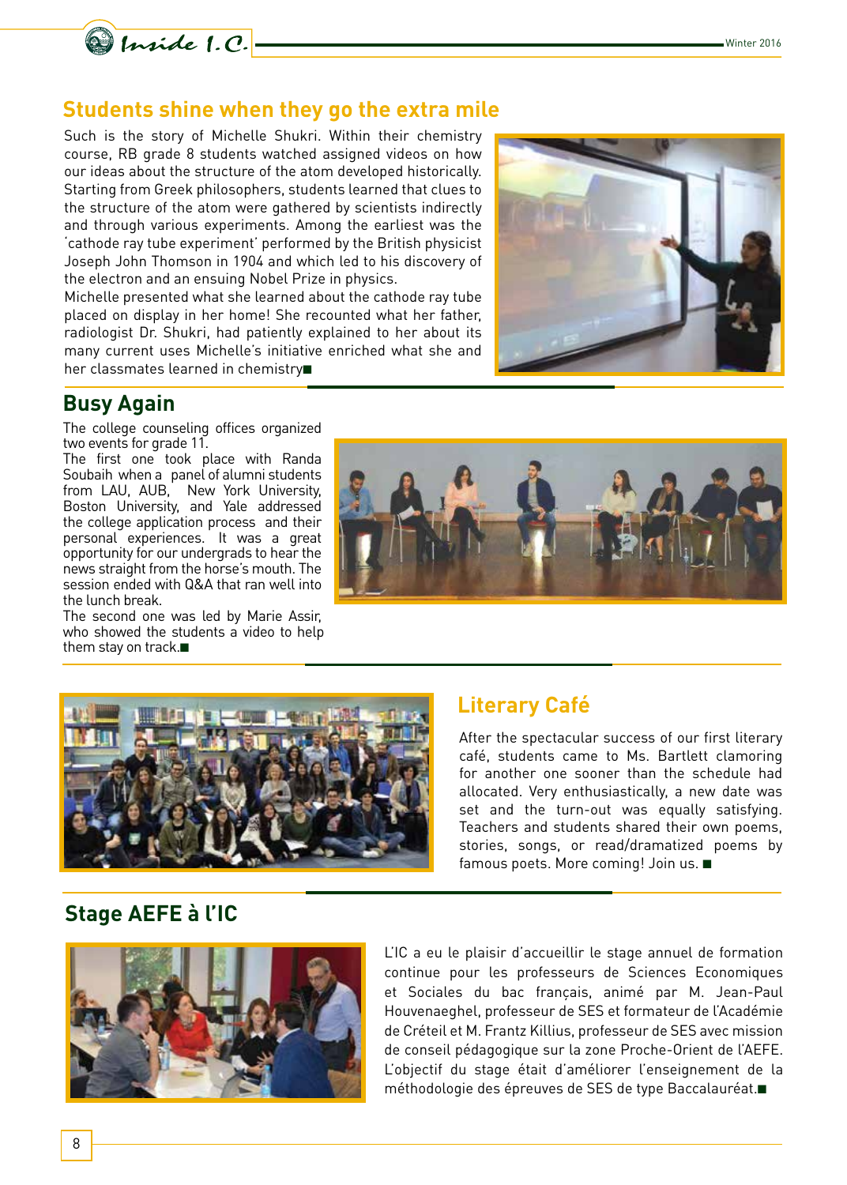## Students shine when they go the extra mile

Such is the story of Michelle Shukri. Within their chemistry course, RB grade 8 students watched assigned videos on how our ideas about the structure of the atom developed historically. Starting from Greek philosophers, students learned that clues to the structure of the atom were gathered by scientists indirectly and through various experiments. Among the earliest was the 'cathode ray tube experiment' performed by the British physicist Joseph John Thomson in 1904 and which led to his discovery of the electron and an ensuing Nobel Prize in physics.

Michelle presented what she learned about the cathode ray tube placed on display in her home! She recounted what her father, radiologist Dr. Shukri, had patiently explained to her about its many current uses Michelle's initiative enriched what she and her classmates learned in chemistry■

## Busy Again

The college counseling offices organized two events for grade 11.

The first one took place with Randa Soubaih when a panel of alumni students from LAU, AUB, New York University, Boston University, and Yale addressed the college application process and their personal experiences. It was a great opportunity for our undergrads to hear the news straight from the horse's mouth. The session ended with Q&A that ran well into the lunch break.

The second one was led by Marie Assir, who showed the students a video to help them stay on track.■

## Literary Café

After the spectacular success of our first literary café, students came to Ms. Bartlett clamoring for another one sooner than the schedule had allocated. Very enthusiastically, a new date was set and the turn-out was equally satisfying. Teachers and students shared their own poems, stories, songs, or read/dramatized poems by famous poets. More coming! Join us. ■

## Stage AEFE à l'IC

L'IC a eu le plaisir d'accueillir le stage annuel de formation continue pour les professeurs de Sciences Economiques et Sociales du bac français, animé par M. Jean-Paul Houvenaeghel, professeur de SES et formateur de l'Académie de Créteil et M. Frantz Killius, professeur de SES avec mission de conseil pédagogique sur la zone Proche-Orient de l'AEFE. L'objectif du stage était d'améliorer l'enseignement de la méthodologie des épreuves de SES de type Baccalauréat.■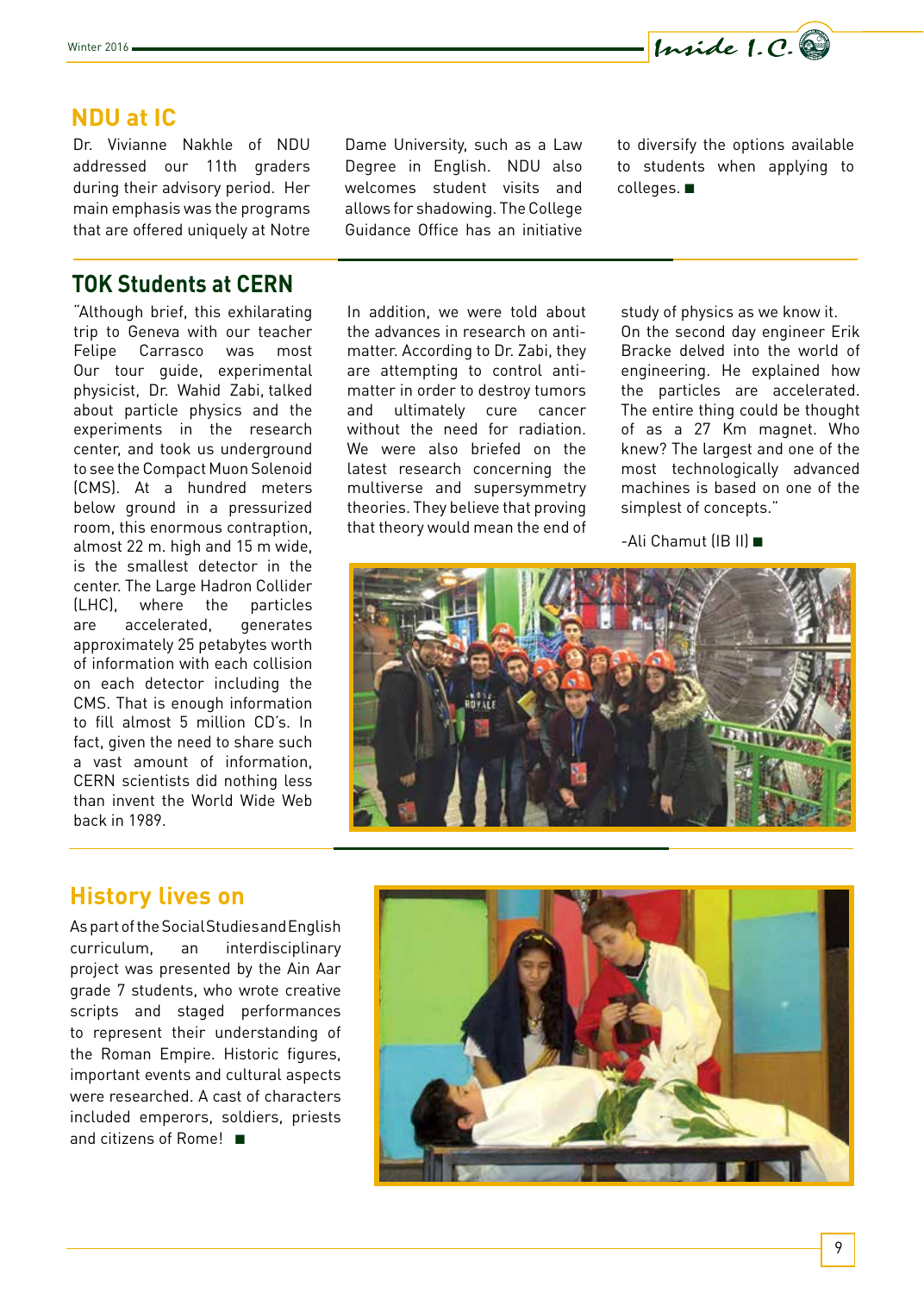## NDU at IC

Dr. Vivianne Nakhle of NDU addressed our 11th graders during their advisory period. Her main emphasis was the programs that are offered uniquely at Notre Dame University, such as a Law Degree in English. NDU also welcomes student visits and allows for shadowing. The College Guidance Office has an initiative to diversify the options available to students when applying to colleges. ■

## TOK Students at CERN

"Although brief, this exhilarating trip to Geneva with our teacher Felipe Carrasco was most Our tour guide, experimental physicist, Dr. Wahid Zabi, talked about particle physics and the experiments in the research center, and took us underground to see the Compact Muon Solenoid (CMS). At a hundred meters below ground in a pressurized room, this enormous contraption, almost 22 m. high and 15 m wide, is the smallest detector in the center. The Large Hadron Collider (LHC), where the particles are accelerated, generates approximately 25 petabytes worth of information with each collision on each detector including the CMS. That is enough information to fill almost 5 million CD's. In fact, given the need to share such a vast amount of information, CERN scientists did nothing less than invent the World Wide Web back in 1989.

In addition, we were told about the advances in research on anti-matter. According to Dr. Zabi, they are attempting to control anti-matter in order to destroy tumors and ultimately cure cancer without the need for radiation. We were also briefed on the latest research concerning the multiverse and supersymmetry theories. They believe that proving that theory would mean the end of study of physics as we know it.

On the second day engineer Erik Bracke delved into the world of engineering. He explained how the particles are accelerated. The entire thing could be thought of as a 27 Km magnet. Who knew? The largest and one of the most technologically advanced machines is based on one of the simplest of concepts."

-Ali Chamut (IB II) ■

## History lives on

As part of the Social Studies and English curriculum, an interdisciplinary project was presented by the Ain Aar grade 7 students, who wrote creative scripts and staged performances to represent their understanding of the Roman Empire. Historic figures, important events and cultural aspects were researched. A cast of characters included emperors, soldiers, priests and citizens of Rome! ■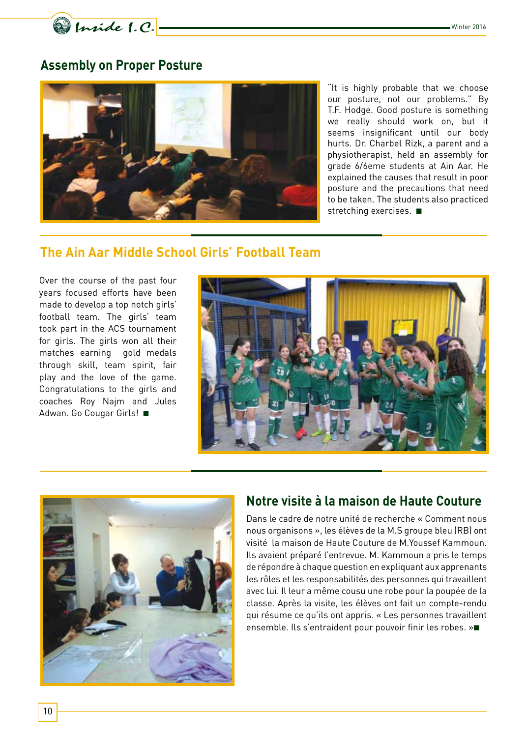## Assembly on Proper Posture

"It is highly probable that we choose our posture, not our problems." By T.F. Hodge. Good posture is something we really should work on, but it seems insignificant until our body hurts. Dr. Charbel Rizk, a parent and a physiotherapist, held an assembly for grade 6/6eme students at Ain Aar. He explained the causes that result in poor posture and the precautions that need to be taken. The students also practiced stretching exercises. ■

## The Ain Aar Middle School Girls' Football Team

Over the course of the past four years focused efforts have been made to develop a top notch girls' football team. The girls' team took part in the ACS tournament for girls. The girls won all their matches earning gold medals through skill, team spirit, fair play and the love of the game. Congratulations to the girls and coaches Roy Najm and Jules Adwan. Go Cougar Girls! ■

## Notre visite à la maison de Haute Couture

Dans le cadre de notre unité de recherche « Comment nous nous organisons », les élèves de la M.S groupe bleu (RB) ont visité la maison de Haute Couture de M.Youssef Kammoun. Ils avaient préparé l'entrevue. M. Kammoun a pris le temps de répondre à chaque question en expliquant aux apprenants les rôles et les responsabilités des personnes qui travaillent avec lui. Il leur a même cousu une robe pour la poupée de la classe. Après la visite, les élèves ont fait un compte-rendu qui résume ce qu'ils ont appris. « Les personnes travaillent ensemble. Ils s'entraident pour pouvoir finir les robes. »■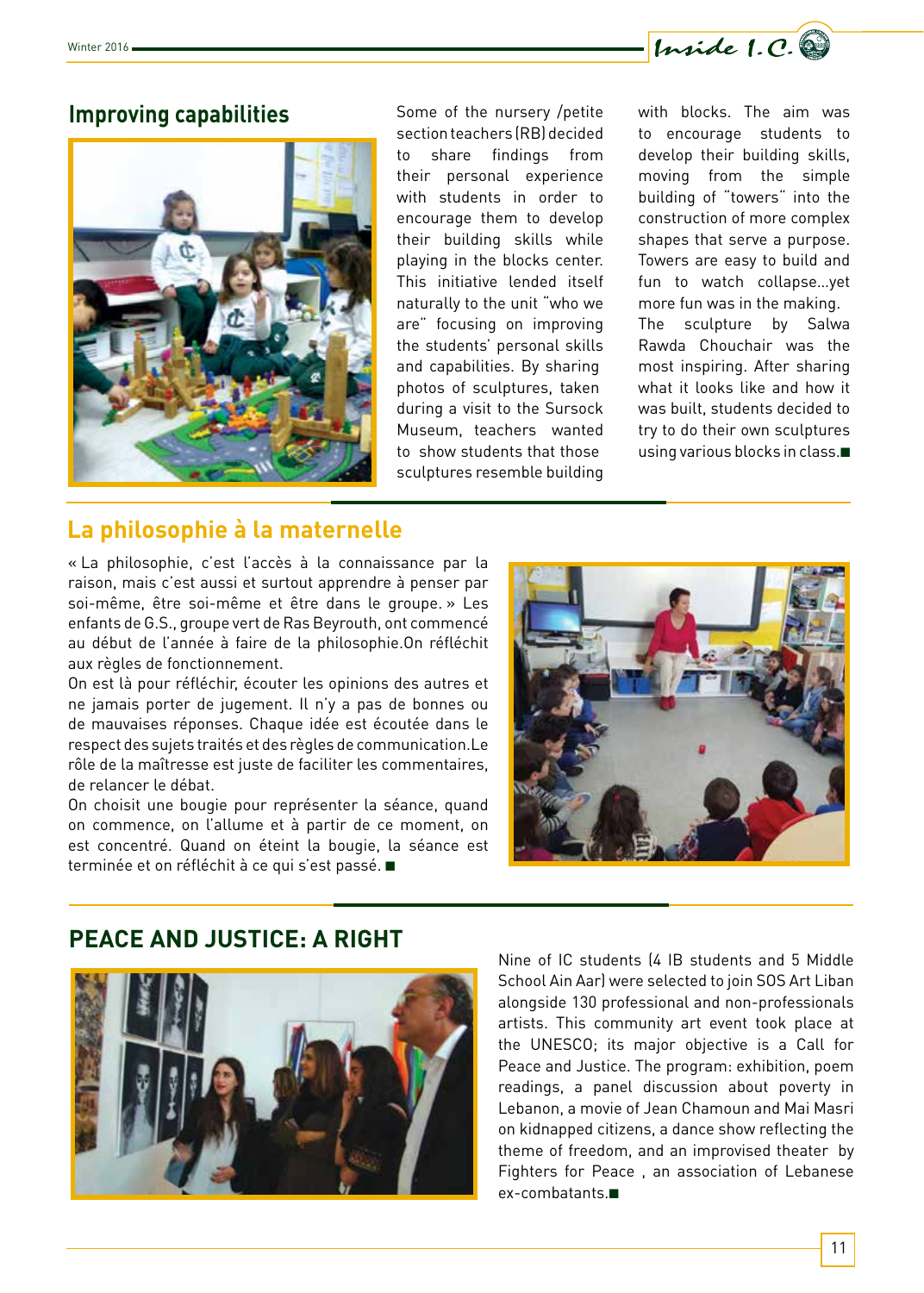## Improving capabilities

Some of the nursery /petite section teachers (RB) decided to share findings from their personal experience with students in order to encourage them to develop their building skills while playing in the blocks center. This initiative lended itself naturally to the unit "who we are" focusing on improving the students' personal skills and capabilities. By sharing photos of sculptures, taken during a visit to the Sursock Museum, teachers wanted to show students that those sculptures resemble building with blocks. The aim was to encourage students to develop their building skills, moving from the simple building of "towers" into the construction of more complex shapes that serve a purpose. Towers are easy to build and fun to watch collapse…yet more fun was in the making. The sculpture by Salwa Rawda Chouchair was the most inspiring. After sharing what it looks like and how it was built, students decided to try to do their own sculptures using various blocks in class.■

## La philosophie à la maternelle

« La philosophie, c'est l'accès à la connaissance par la raison, mais c'est aussi et surtout apprendre à penser par soi-même, être soi-même et être dans le groupe. » Les enfants de G.S., groupe vert de Ras Beyrouth, ont commencé au début de l'année à faire de la philosophie.On réfléchit aux règles de fonctionnement.

On est là pour réfléchir, écouter les opinions des autres et ne jamais porter de jugement. Il n'y a pas de bonnes ou de mauvaises réponses. Chaque idée est écoutée dans le respect des sujets traités et des règles de communication.Le rôle de la maîtresse est juste de faciliter les commentaires, de relancer le débat.

On choisit une bougie pour représenter la séance, quand on commence, on l'allume et à partir de ce moment, on est concentré. Quand on éteint la bougie, la séance est terminée et on réfléchit à ce qui s'est passé. ■

## PEACE AND JUSTICE: A RIGHT

Nine of IC students (4 IB students and 5 Middle School Ain Aar) were selected to join SOS Art Liban alongside 130 professional and non-professionals artists. This community art event took place at the UNESCO; its major objective is a Call for Peace and Justice. The program: exhibition, poem readings, a panel discussion about poverty in Lebanon, a movie of Jean Chamoun and Mai Masri on kidnapped citizens, a dance show reflecting the theme of freedom, and an improvised theater by Fighters for Peace , an association of Lebanese ex-combatants.■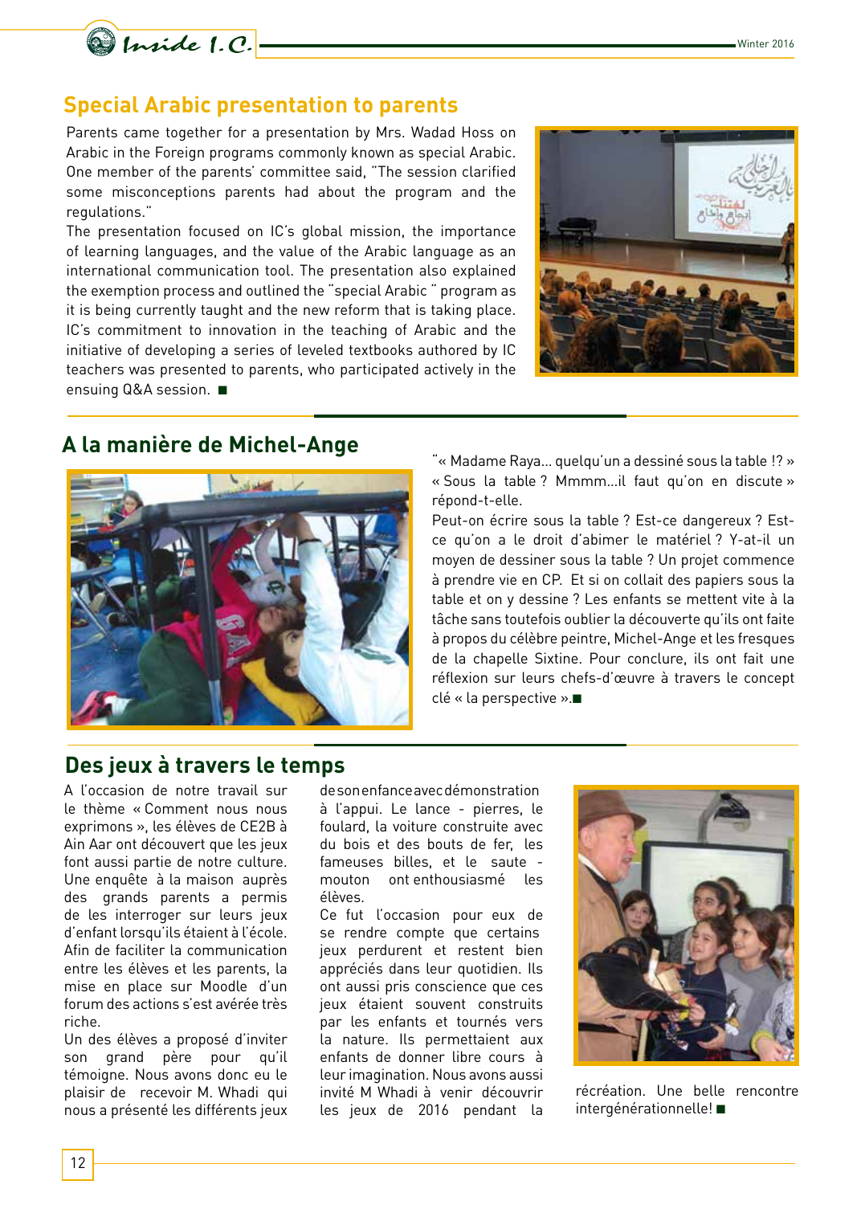## Special Arabic presentation to parents

Parents came together for a presentation by Mrs. Wadad Hoss on Arabic in the Foreign programs commonly known as special Arabic. One member of the parents' committee said, "The session clarified some misconceptions parents had about the program and the regulations."

The presentation focused on IC's global mission, the importance of learning languages, and the value of the Arabic language as an international communication tool. The presentation also explained the exemption process and outlined the "special Arabic " program as it is being currently taught and the new reform that is taking place. IC's commitment to innovation in the teaching of Arabic and the initiative of developing a series of leveled textbooks authored by IC teachers was presented to parents, who participated actively in the ensuing Q&A session. ■

## A la manière de Michel-Ange

"« Madame Raya… quelqu'un a dessiné sous la table !? » « Sous la table ? Mmmm…il faut qu'on en discute » répond-t-elle.

Peut-on écrire sous la table ? Est-ce dangereux ? Est-ce qu'on a le droit d'abimer le matériel ? Y-a-t-il un moyen de dessiner sous la table ? Un projet commence à prendre vie en CP. Et si on collait des papiers sous la table et on y dessine ? Les enfants se mettent vite à la tâche sans toutefois oublier la découverte qu'ils ont faite à propos du célèbre peintre, Michel-Ange et les fresques de la chapelle Sixtine. Pour conclure, ils ont fait une réflexion sur leurs chefs-d'œuvre à travers le concept clé « la perspective ».■

## Des jeux à travers le temps

A l'occasion de notre travail sur le thème « Comment nous nous exprimons », les élèves de CE2B à Ain Aar ont découvert que les jeux font aussi partie de notre culture. Une enquête à la maison auprès des grands parents a permis de les interroger sur leurs jeux d'enfant lorsqu'ils étaient à l'école. Afin de faciliter la communication entre les élèves et les parents, la mise en place sur Moodle d'un forum des actions s'est avérée très riche.

Un des élèves a proposé d'inviter son grand père pour qu'il témoigne. Nous avons donc eu le plaisir de recevoir M. Whadi qui nous a présenté les différents jeux de son enfance avec démonstration à l'appui. Le lance - pierres, le foulard, la voiture construite avec du bois et des bouts de fer, les fameuses billes, et le saute - mouton ont enthousiasmé les élèves.

Ce fut l'occasion pour eux de se rendre compte que certains jeux perdurent et restent bien appréciés dans leur quotidien. Ils ont aussi pris conscience que ces jeux étaient souvent construits par les enfants et tournés vers la nature. Ils permettaient aux enfants de donner libre cours à leur imagination. Nous avons aussi invité M Whadi à venir découvrir les jeux de 2016 pendant la récréation. Une belle rencontre intergénérationnelle! ■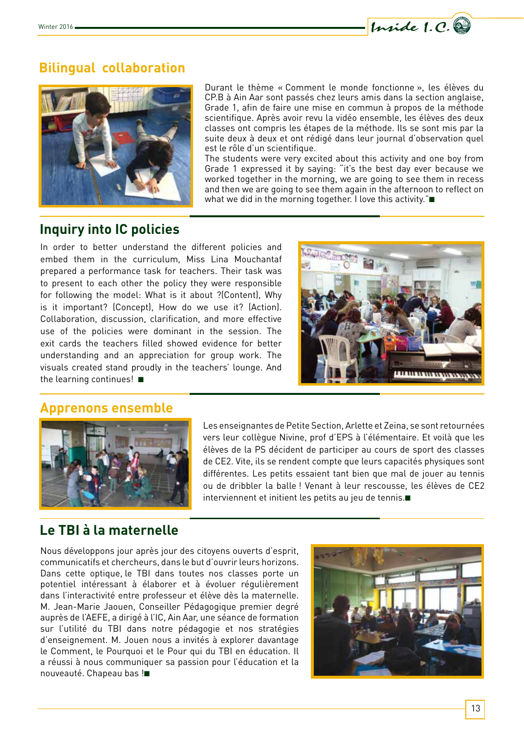## Bilingual collaboration

Durant le thème « Comment le monde fonctionne », les élèves du CP.B à Ain Aar sont passés chez leurs amis dans la section anglaise, Grade 1, afin de faire une mise en commun à propos de la méthode scientifique. Après avoir revu la vidéo ensemble, les élèves des deux classes ont compris les étapes de la méthode. Ils se sont mis par la suite deux à deux et ont rédigé dans leur journal d'observation quel est le rôle d'un scientifique.

The students were very excited about this activity and one boy from Grade 1 expressed it by saying: "it's the best day ever because we worked together in the morning, we are going to see them in recess and then we are going to see them again in the afternoon to reflect on what we did in the morning together. I love this activity."■

## Inquiry into IC policies

In order to better understand the different policies and embed them in the curriculum, Miss Lina Mouchantaf prepared a performance task for teachers. Their task was to present to each other the policy they were responsible for following the model: What is it about ?(Content), Why is it important? (Concept), How do we use it? (Action). Collaboration, discussion, clarification, and more effective use of the policies were dominant in the session. The exit cards the teachers filled showed evidence for better understanding and an appreciation for group work. The visuals created stand proudly in the teachers' lounge. And the learning continues! ■

## Apprenons ensemble

Les enseignantes de Petite Section, Arlette et Zeina, se sont retournées vers leur collègue Nivine, prof d'EPS à l'élémentaire. Et voilà que les élèves de la PS décident de participer au cours de sport des classes de CE2. Vite, ils se rendent compte que leurs capacités physiques sont différentes. Les petits essaient tant bien que mal de jouer au tennis ou de dribbler la balle ! Venant à leur rescousse, les élèves de CE2 interviennent et initient les petits au jeu de tennis.■

## Le TBI à la maternelle

Nous développons jour après jour des citoyens ouverts d'esprit, communicatifs et chercheurs, dans le but d'ouvrir leurs horizons. Dans cette optique, le TBI dans toutes nos classes porte un potentiel intéressant à élaborer et à évoluer régulièrement dans l'interactivité entre professeur et élève dès la maternelle. M. Jean-Marie Jaouen, Conseiller Pédagogique premier degré auprès de l'AEFE, a dirigé à l'IC, Ain Aar, une séance de formation sur l'utilité du TBI dans notre pédagogie et nos stratégies d'enseignement. M. Jouen nous a invités à explorer davantage le Comment, le Pourquoi et le Pour qui du TBI en éducation. Il a réussi à nous communiquer sa passion pour l'éducation et la nouveauté. Chapeau bas !■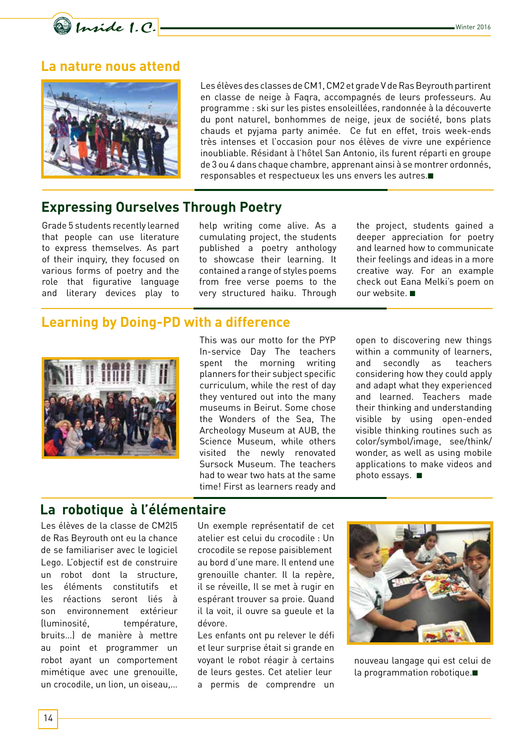## La nature nous attend

Les élèves des classes de CM1, CM2 et grade V de Ras Beyrouth partirent en classe de neige à Faqra, accompagnés de leurs professeurs. Au programme : ski sur les pistes ensoleillées, randonnée à la découverte du pont naturel, bonhommes de neige, jeux de société, bons plats chauds et pyjama party animée. Ce fut en effet, trois week-ends très intenses et l'occasion pour nos élèves de vivre une expérience inoubliable. Résidant à l'hôtel San Antonio, ils furent réparti en groupe de 3 ou 4 dans chaque chambre, apprenant ainsi à se montrer ordonnés, responsables et respectueux les uns envers les autres.■

## Expressing Ourselves Through Poetry

Grade 5 students recently learned that people can use literature to express themselves. As part of their inquiry, they focused on various forms of poetry and the role that figurative language and literary devices play to help writing come alive. As a cumulating project, the students published a poetry anthology to showcase their learning. It contained a range of styles poems from free verse poems to the very structured haiku. Through the project, students gained a deeper appreciation for poetry and learned how to communicate their feelings and ideas in a more creative way. For an example check out Eana Melki's poem on our website. ■

## Learning by Doing-PD with a difference

This was our motto for the PYP In-service Day The teachers spent the morning writing planners for their subject specific curriculum, while the rest of day they ventured out into the many museums in Beirut. Some chose the Wonders of the Sea, The Archeology Museum at AUB, the Science Museum, while others visited the newly renovated Sursock Museum. The teachers had to wear two hats at the same time! First as learners ready and open to discovering new things within a community of learners, and secondly as teachers considering how they could apply and adapt what they experienced and learned. Teachers made their thinking and understanding visible by using open-ended visible thinking routines such as color/symbol/image, see/think/wonder, as well as using mobile applications to make videos and photo essays. ■

## La robotique à l'élémentaire

Les élèves de la classe de CM2I5 de Ras Beyrouth ont eu la chance de se familiariser avec le logiciel Lego. L'objectif est de construire un robot dont la structure, les éléments constitutifs et les réactions seront liés à son environnement extérieur (luminosité, température, bruits…) de manière à mettre au point et programmer un robot ayant un comportement mimétique avec une grenouille, un crocodile, un lion, un oiseau,…

Un exemple représentatif de cet atelier est celui du crocodile : Un crocodile se repose paisiblement au bord d'une mare. Il entend une grenouille chanter. Il la repère, il se réveille, Il se met à rugir en espérant trouver sa proie. Quand il la voit, il ouvre sa gueule et la dévore.

Les enfants ont pu relever le défi et leur surprise était si grande en voyant le robot réagir à certains de leurs gestes. Cet atelier leur a permis de comprendre un nouveau langage qui est celui de la programmation robotique.■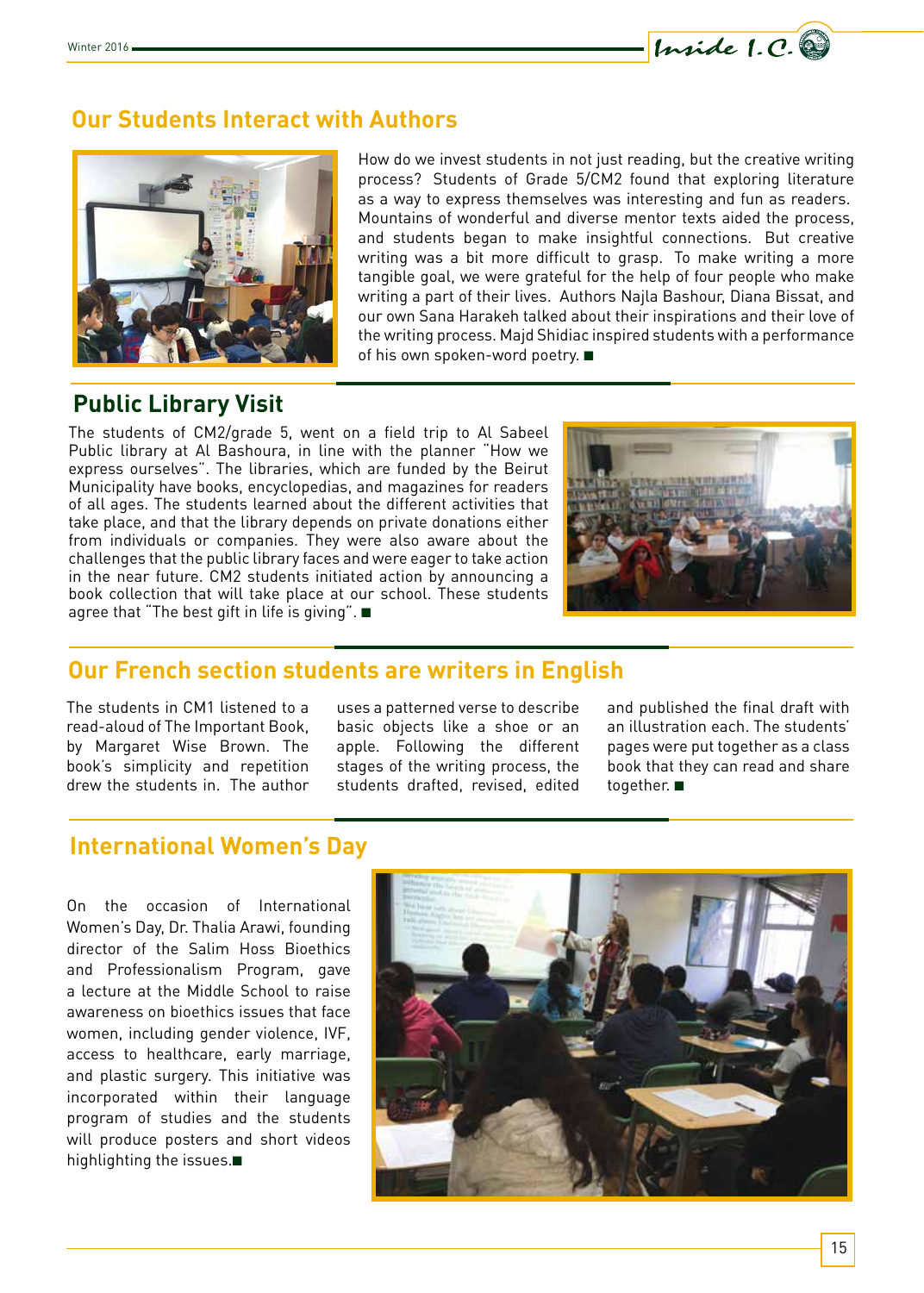## Our Students Interact with Authors

How do we invest students in not just reading, but the creative writing process? Students of Grade 5/CM2 found that exploring literature as a way to express themselves was interesting and fun as readers. Mountains of wonderful and diverse mentor texts aided the process, and students began to make insightful connections. But creative writing was a bit more difficult to grasp. To make writing a more tangible goal, we were grateful for the help of four people who make writing a part of their lives. Authors Najla Bashour, Diana Bissat, and our own Sana Harakeh talked about their inspirations and their love of the writing process. Majd Shidiac inspired students with a performance of his own spoken-word poetry. ■

## Public Library Visit

The students of CM2/grade 5, went on a field trip to Al Sabeel Public library at Al Bashoura, in line with the planner "How we express ourselves". The libraries, which are funded by the Beirut Municipality have books, encyclopedias, and magazines for readers of all ages. The students learned about the different activities that take place, and that the library depends on private donations either from individuals or companies. They were also aware about the challenges that the public library faces and were eager to take action in the near future. CM2 students initiated action by announcing a book collection that will take place at our school. These students agree that "The best gift in life is giving". ■

## Our French section students are writers in English

The students in CM1 listened to a read-aloud of The Important Book, by Margaret Wise Brown. The book's simplicity and repetition drew the students in. The author uses a patterned verse to describe basic objects like a shoe or an apple. Following the different stages of the writing process, the students drafted, revised, edited and published the final draft with an illustration each. The students' pages were put together as a class book that they can read and share together. ■

## International Women's Day

On the occasion of International Women's Day, Dr. Thalia Arawi, founding director of the Salim Hoss Bioethics and Professionalism Program, gave a lecture at the Middle School to raise awareness on bioethics issues that face women, including gender violence, IVF, access to healthcare, early marriage, and plastic surgery. This initiative was incorporated within their language program of studies and the students will produce posters and short videos highlighting the issues.■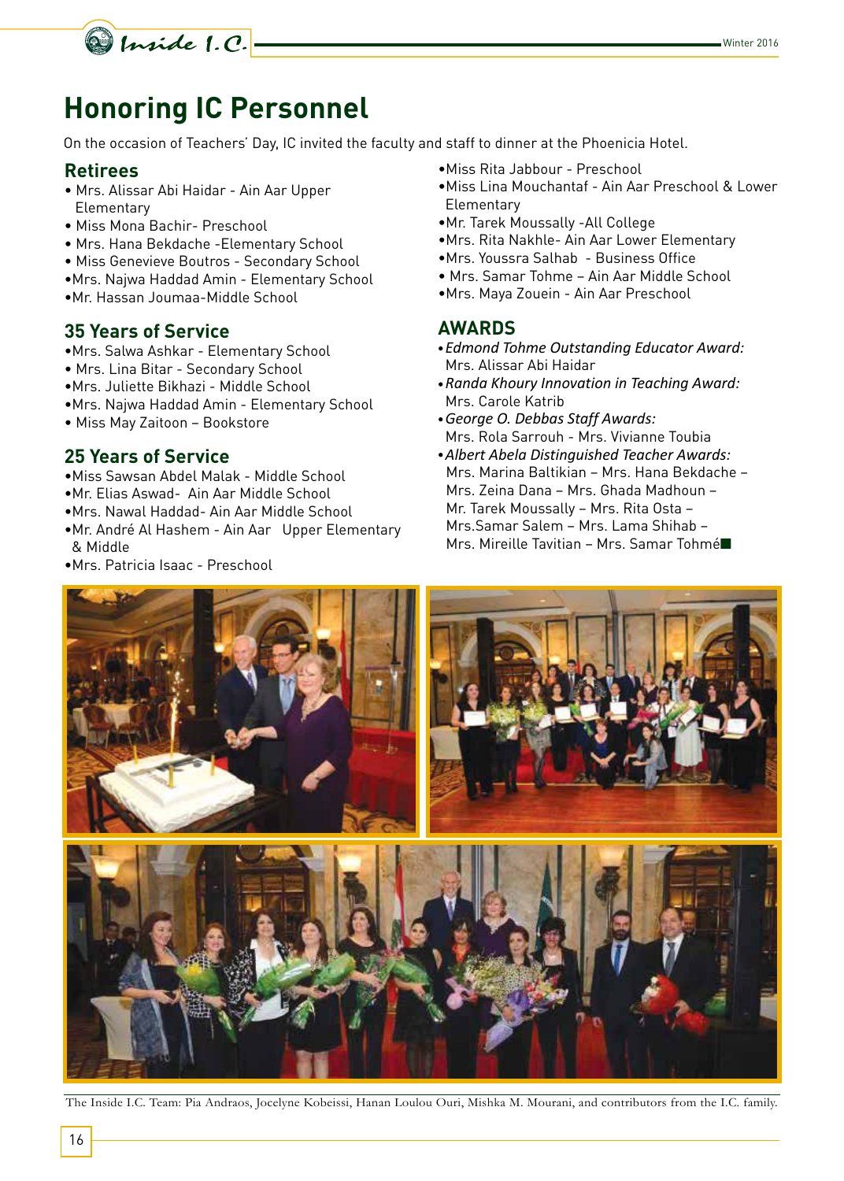# Honoring IC Personnel

On the occasion of Teachers' Day, IC invited the faculty and staff to dinner at the Phoenicia Hotel.

## Retirees

- Mrs. Alissar Abi Haidar - Ain Aar Upper Elementary
- Miss Mona Bachir- Preschool
- Mrs. Hana Bekdache -Elementary School
- Miss Genevieve Boutros - Secondary School
- Mrs. Najwa Haddad Amin - Elementary School
- Mr. Hassan Joumaa-Middle School

## 35 Years of Service

- Mrs. Salwa Ashkar - Elementary School
- Mrs. Lina Bitar - Secondary School
- Mrs. Juliette Bikhazi - Middle School
- Mrs. Najwa Haddad Amin - Elementary School
- Miss May Zaitoon – Bookstore

## 25 Years of Service

- Miss Sawsan Abdel Malak - Middle School
- Mr. Elias Aswad- Ain Aar Middle School
- Mrs. Nawal Haddad- Ain Aar Middle School
- Mr. André Al Hashem - Ain Aar Upper Elementary & Middle
- Mrs. Patricia Isaac - Preschool
- Miss Rita Jabbour - Preschool
- Miss Lina Mouchantaf - Ain Aar Preschool & Lower Elementary
- Mr. Tarek Moussally -All College
- Mrs. Rita Nakhle- Ain Aar Lower Elementary
- Mrs. Youssra Salhab - Business Office
- Mrs. Samar Tohme – Ain Aar Middle School
- Mrs. Maya Zouein - Ain Aar Preschool

## AWARDS

- *Edmond Tohme Outstanding Educator Award:* Mrs. Alissar Abi Haidar
- *Randa Khoury Innovation in Teaching Award:* Mrs. Carole Katrib
- *George O. Debbas Staff Awards:* Mrs. Rola Sarrouh - Mrs. Vivianne Toubia
- *Albert Abela Distinguished Teacher Awards:* Mrs. Marina Baltikian – Mrs. Hana Bekdache – Mrs. Zeina Dana – Mrs. Ghada Madhoun – Mr. Tarek Moussally – Mrs. Rita Osta – Mrs.Samar Salem – Mrs. Lama Shihab – Mrs. Mireille Tavitian – Mrs. Samar Tohmé

The Inside I.C. Team: Pia Andraos, Jocelyne Kobeissi, Hanan Loulou Ouri, Mishka M. Mourani, and contributors from the I.C. family.